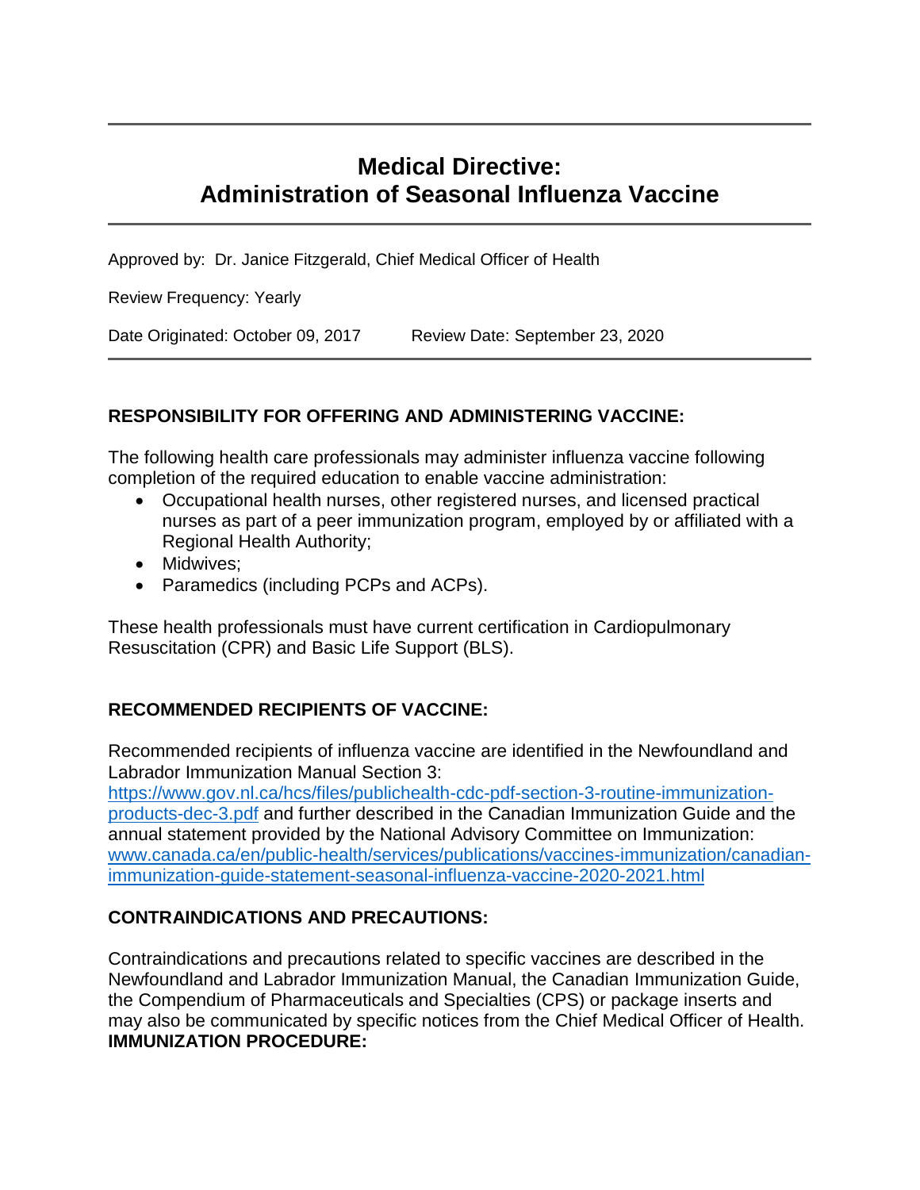# Medical Directive: Administration of Seasonal Influenza Vaccine

Approved by: Dr. Janice Fitzgerald, Chief Medical Officer of Health

Review Frequency: Yearly

Date Originated: October 09, 2017 Review Date: September 23, 2020

## RESPONSIBILITY FOR OFFERING AND ADMINISTERING VACCINE:

The following health care professionals may administer influenza vaccine following completion of the required education to enable vaccine administration:

- Occupational health nurses, other registered nurses, and licensed practical nurses as part of a peer immunization program, employed by or affiliated with a Regional Health Authority;
- Midwives;
- Paramedics (including PCPs and ACPs).

These health professionals must have current certification in Cardiopulmonary Resuscitation (CPR) and Basic Life Support (BLS).

## RECOMMENDED RECIPIENTS OF VACCINE:

Recommended recipients of influenza vaccine are identified in the Newfoundland and Labrador Immunization Manual Section 3: https://www.gov.nl.ca/hcs/files/publichealth-cdc-pdf-section-3-routine-immunization-products-dec-3.pdf and further described in the Canadian Immunization Guide and the annual statement provided by the National Advisory Committee on Immunization: www.canada.ca/en/public-health/services/publications/vaccines-immunization/canadian-immunization-guide-statement-seasonal-influenza-vaccine-2020-2021.html

## CONTRAINDICATIONS AND PRECAUTIONS:

Contraindications and precautions related to specific vaccines are described in the Newfoundland and Labrador Immunization Manual, the Canadian Immunization Guide, the Compendium of Pharmaceuticals and Specialties (CPS) or package inserts and may also be communicated by specific notices from the Chief Medical Officer of Health.

## IMMUNIZATION PROCEDURE: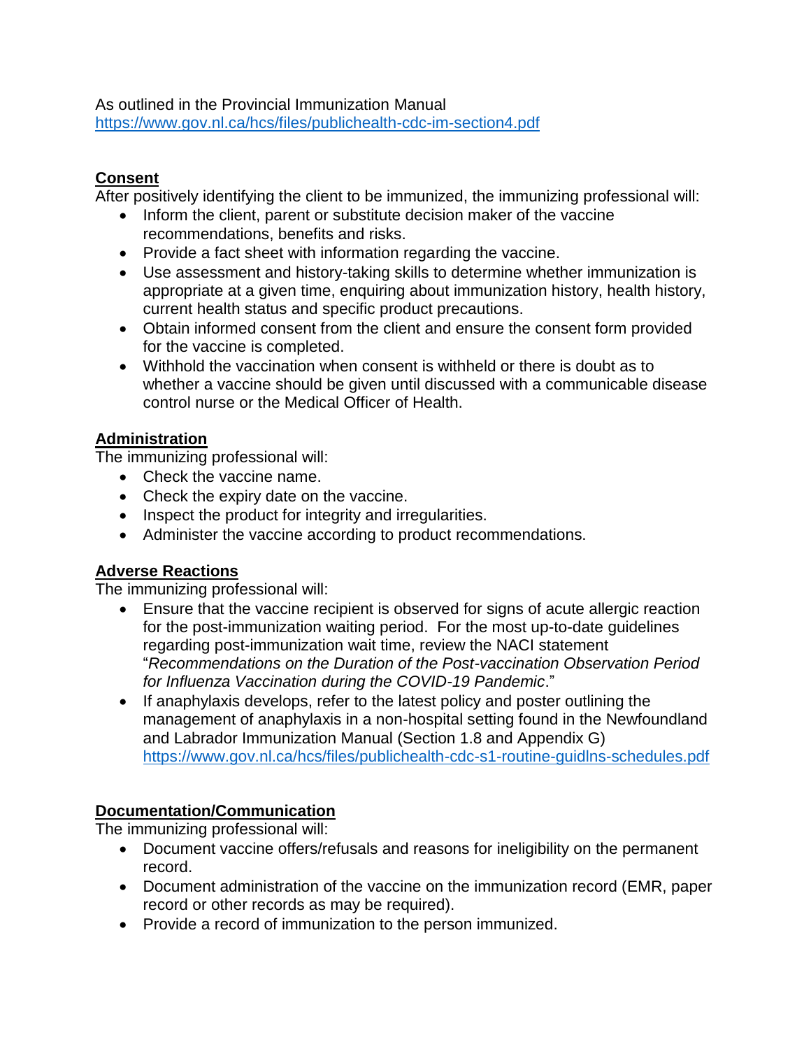As outlined in the Provincial Immunization Manual
https://www.gov.nl.ca/hcs/files/publichealth-cdc-im-section4.pdf

## Consent

After positively identifying the client to be immunized, the immunizing professional will:

- Inform the client, parent or substitute decision maker of the vaccine recommendations, benefits and risks.
- Provide a fact sheet with information regarding the vaccine.
- Use assessment and history-taking skills to determine whether immunization is appropriate at a given time, enquiring about immunization history, health history, current health status and specific product precautions.
- Obtain informed consent from the client and ensure the consent form provided for the vaccine is completed.
- Withhold the vaccination when consent is withheld or there is doubt as to whether a vaccine should be given until discussed with a communicable disease control nurse or the Medical Officer of Health.

## Administration

The immunizing professional will:

- Check the vaccine name.
- Check the expiry date on the vaccine.
- Inspect the product for integrity and irregularities.
- Administer the vaccine according to product recommendations.

## Adverse Reactions

The immunizing professional will:

- Ensure that the vaccine recipient is observed for signs of acute allergic reaction for the post-immunization waiting period. For the most up-to-date guidelines regarding post-immunization wait time, review the NACI statement "*Recommendations on the Duration of the Post-vaccination Observation Period for Influenza Vaccination during the COVID-19 Pandemic*."
- If anaphylaxis develops, refer to the latest policy and poster outlining the management of anaphylaxis in a non-hospital setting found in the Newfoundland and Labrador Immunization Manual (Section 1.8 and Appendix G) https://www.gov.nl.ca/hcs/files/publichealth-cdc-s1-routine-guidlns-schedules.pdf

## Documentation/Communication

The immunizing professional will:

- Document vaccine offers/refusals and reasons for ineligibility on the permanent record.
- Document administration of the vaccine on the immunization record (EMR, paper record or other records as may be required).
- Provide a record of immunization to the person immunized.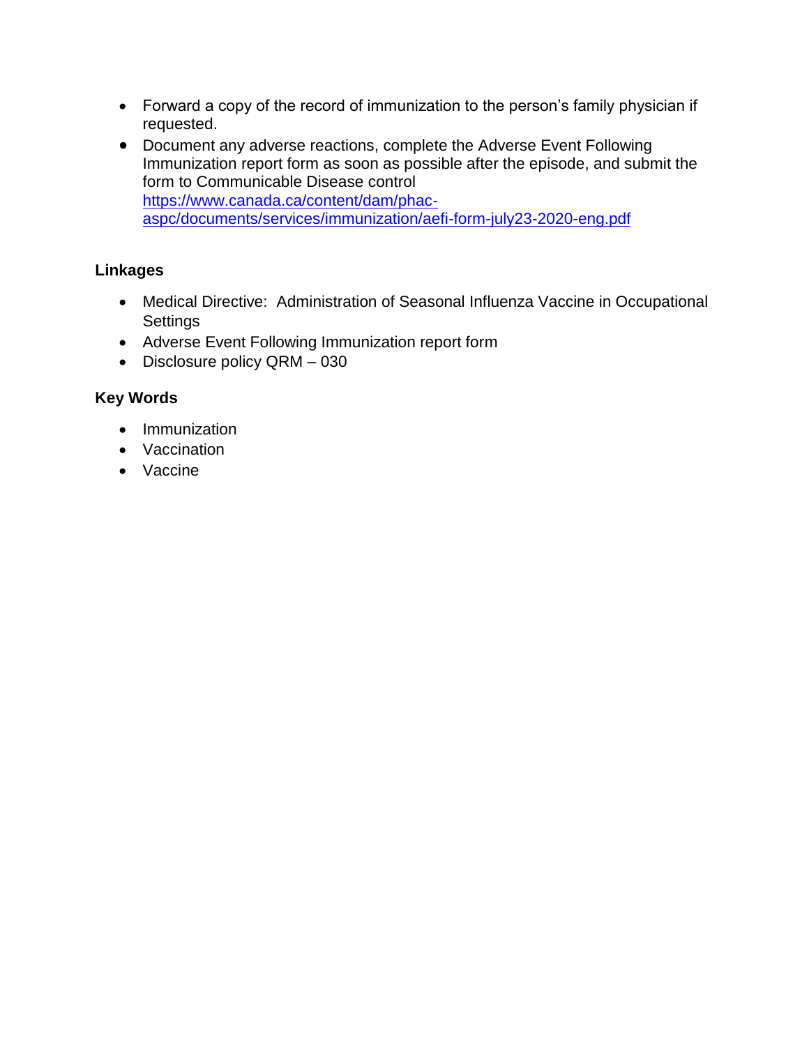- Forward a copy of the record of immunization to the person's family physician if requested.
- Document any adverse reactions, complete the Adverse Event Following Immunization report form as soon as possible after the episode, and submit the form to Communicable Disease control [https://www.canada.ca/content/dam/phac-aspc/documents/services/immunization/aefi-form-july23-2020-eng.pdf](https://www.canada.ca/content/dam/phac-aspc/documents/services/immunization/aefi-form-july23-2020-eng.pdf)

**Linkages**

- Medical Directive: Administration of Seasonal Influenza Vaccine in Occupational Settings
- Adverse Event Following Immunization report form
- Disclosure policy QRM – 030

**Key Words**

- Immunization
- Vaccination
- Vaccine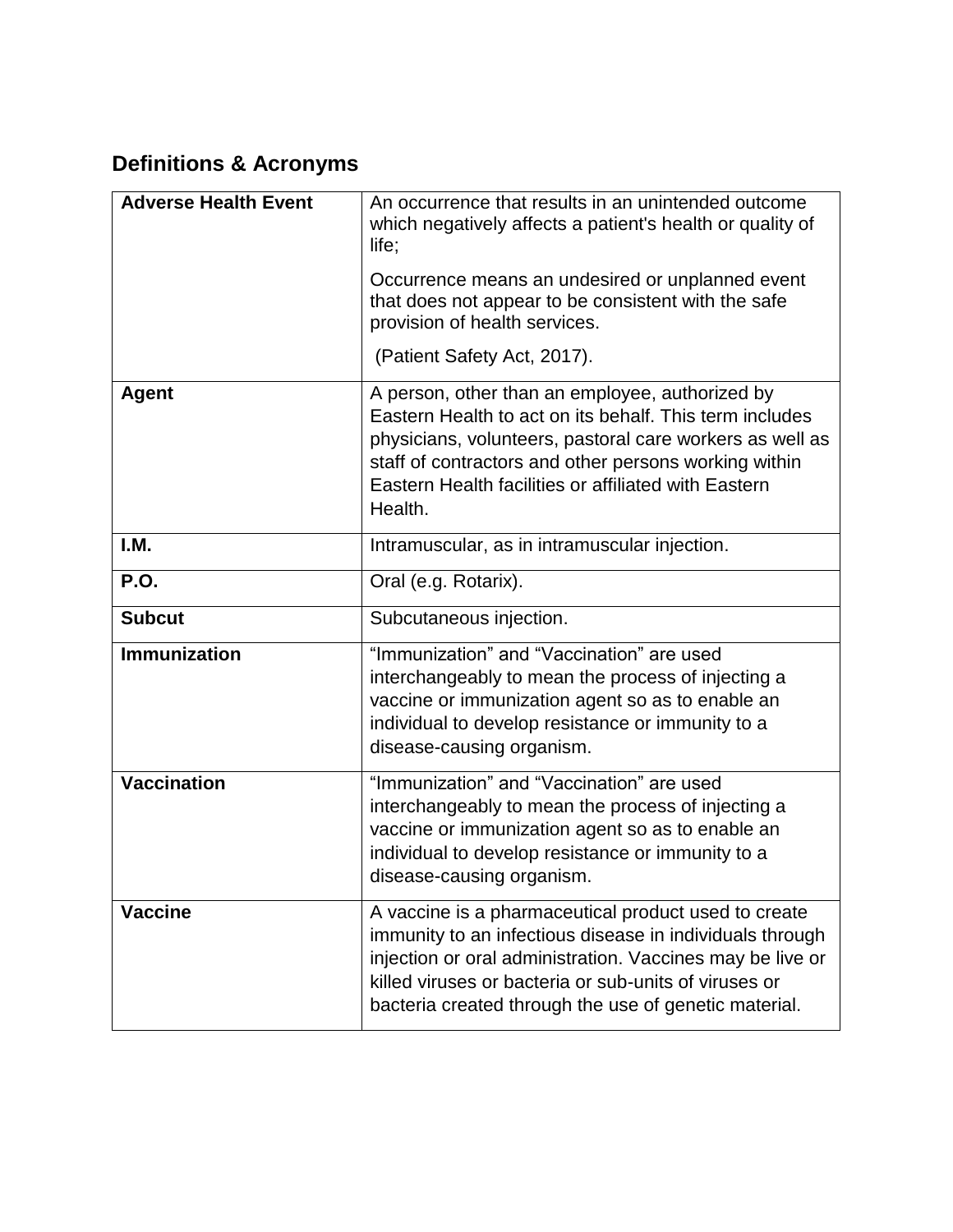## Definitions & Acronyms

| | |
|---|---|
| **Adverse Health Event** | An occurrence that results in an unintended outcome which negatively affects a patient's health or quality of life;<br><br>Occurrence means an undesired or unplanned event that does not appear to be consistent with the safe provision of health services.<br><br>(Patient Safety Act, 2017). |
| **Agent** | A person, other than an employee, authorized by Eastern Health to act on its behalf. This term includes physicians, volunteers, pastoral care workers as well as staff of contractors and other persons working within Eastern Health facilities or affiliated with Eastern Health. |
| **I.M.** | Intramuscular, as in intramuscular injection. |
| **P.O.** | Oral (e.g. Rotarix). |
| **Subcut** | Subcutaneous injection. |
| **Immunization** | "Immunization" and "Vaccination" are used interchangeably to mean the process of injecting a vaccine or immunization agent so as to enable an individual to develop resistance or immunity to a disease-causing organism. |
| **Vaccination** | "Immunization" and "Vaccination" are used interchangeably to mean the process of injecting a vaccine or immunization agent so as to enable an individual to develop resistance or immunity to a disease-causing organism. |
| **Vaccine** | A vaccine is a pharmaceutical product used to create immunity to an infectious disease in individuals through injection or oral administration. Vaccines may be live or killed viruses or bacteria or sub-units of viruses or bacteria created through the use of genetic material. |